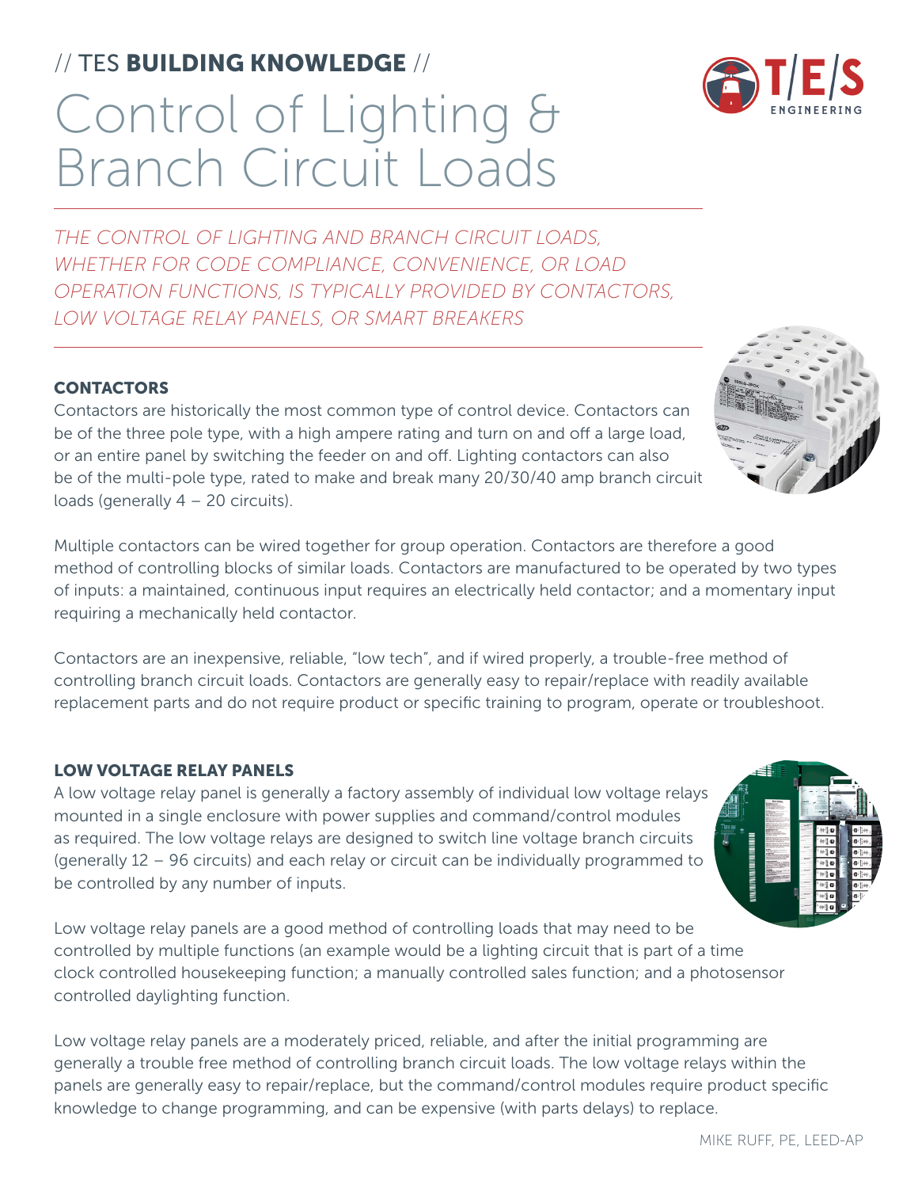// TES **BUILDING KNOWLEDGE** //

# Control of Lighting & Branch Circuit Loads

*THE CONTROL OF LIGHTING AND BRANCH CIRCUIT LOADS, WHETHER FOR CODE COMPLIANCE, CONVENIENCE, OR LOAD OPERATION FUNCTIONS, IS TYPICALLY PROVIDED BY CONTACTORS, LOW VOLTAGE RELAY PANELS, OR SMART BREAKERS*

## CONTACTORS

Contactors are historically the most common type of control device. Contactors can be of the three pole type, with a high ampere rating and turn on and off a large load, or an entire panel by switching the feeder on and off. Lighting contactors can also be of the multi-pole type, rated to make and break many 20/30/40 amp branch circuit loads (generally 4 – 20 circuits).

Multiple contactors can be wired together for group operation. Contactors are therefore a good method of controlling blocks of similar loads. Contactors are manufactured to be operated by two types of inputs: a maintained, continuous input requires an electrically held contactor; and a momentary input requiring a mechanically held contactor.

Contactors are an inexpensive, reliable, "low tech", and if wired properly, a trouble-free method of controlling branch circuit loads. Contactors are generally easy to repair/replace with readily available replacement parts and do not require product or specific training to program, operate or troubleshoot.

## LOW VOLTAGE RELAY PANELS

A low voltage relay panel is generally a factory assembly of individual low voltage relays mounted in a single enclosure with power supplies and command/control modules as required. The low voltage relays are designed to switch line voltage branch circuits (generally 12 – 96 circuits) and each relay or circuit can be individually programmed to be controlled by any number of inputs.

Low voltage relay panels are a good method of controlling loads that may need to be controlled by multiple functions (an example would be a lighting circuit that is part of a time clock controlled housekeeping function; a manually controlled sales function; and a photosensor controlled daylighting function.

Low voltage relay panels are a moderately priced, reliable, and after the initial programming are generally a trouble free method of controlling branch circuit loads. The low voltage relays within the panels are generally easy to repair/replace, but the command/control modules require product specific knowledge to change programming, and can be expensive (with parts delays) to replace.

MIKE RUFF, PE, LEED-AP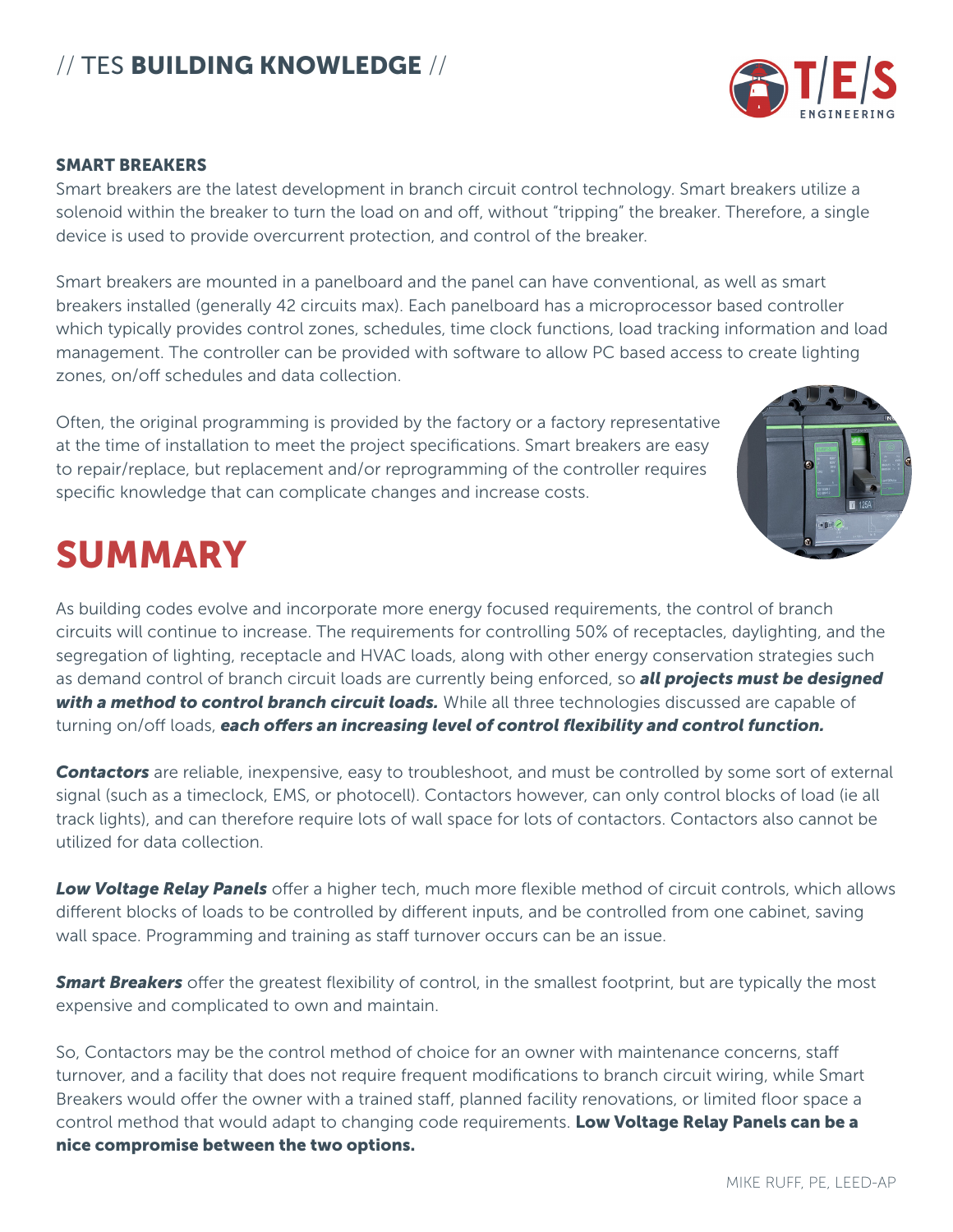### SMART BREAKERS

Smart breakers are the latest development in branch circuit control technology. Smart breakers utilize a solenoid within the breaker to turn the load on and off, without "tripping" the breaker. Therefore, a single device is used to provide overcurrent protection, and control of the breaker.

Smart breakers are mounted in a panelboard and the panel can have conventional, as well as smart breakers installed (generally 42 circuits max). Each panelboard has a microprocessor based controller which typically provides control zones, schedules, time clock functions, load tracking information and load management. The controller can be provided with software to allow PC based access to create lighting zones, on/off schedules and data collection.

Often, the original programming is provided by the factory or a factory representative at the time of installation to meet the project specifications. Smart breakers are easy to repair/replace, but replacement and/or reprogramming of the controller requires specific knowledge that can complicate changes and increase costs.

# SUMMARY

As building codes evolve and incorporate more energy focused requirements, the control of branch circuits will continue to increase. The requirements for controlling 50% of receptacles, daylighting, and the segregation of lighting, receptacle and HVAC loads, along with other energy conservation strategies such as demand control of branch circuit loads are currently being enforced, so ***all projects must be designed with a method to control branch circuit loads.*** While all three technologies discussed are capable of turning on/off loads, ***each offers an increasing level of control flexibility and control function.***

***Contactors*** are reliable, inexpensive, easy to troubleshoot, and must be controlled by some sort of external signal (such as a timeclock, EMS, or photocell). Contactors however, can only control blocks of load (ie all track lights), and can therefore require lots of wall space for lots of contactors. Contactors also cannot be utilized for data collection.

***Low Voltage Relay Panels*** offer a higher tech, much more flexible method of circuit controls, which allows different blocks of loads to be controlled by different inputs, and be controlled from one cabinet, saving wall space. Programming and training as staff turnover occurs can be an issue.

***Smart Breakers*** offer the greatest flexibility of control, in the smallest footprint, but are typically the most expensive and complicated to own and maintain.

So, Contactors may be the control method of choice for an owner with maintenance concerns, staff turnover, and a facility that does not require frequent modifications to branch circuit wiring, while Smart Breakers would offer the owner with a trained staff, planned facility renovations, or limited floor space a control method that would adapt to changing code requirements. **Low Voltage Relay Panels can be a nice compromise between the two options.**

MIKE RUFF, PE, LEED-AP